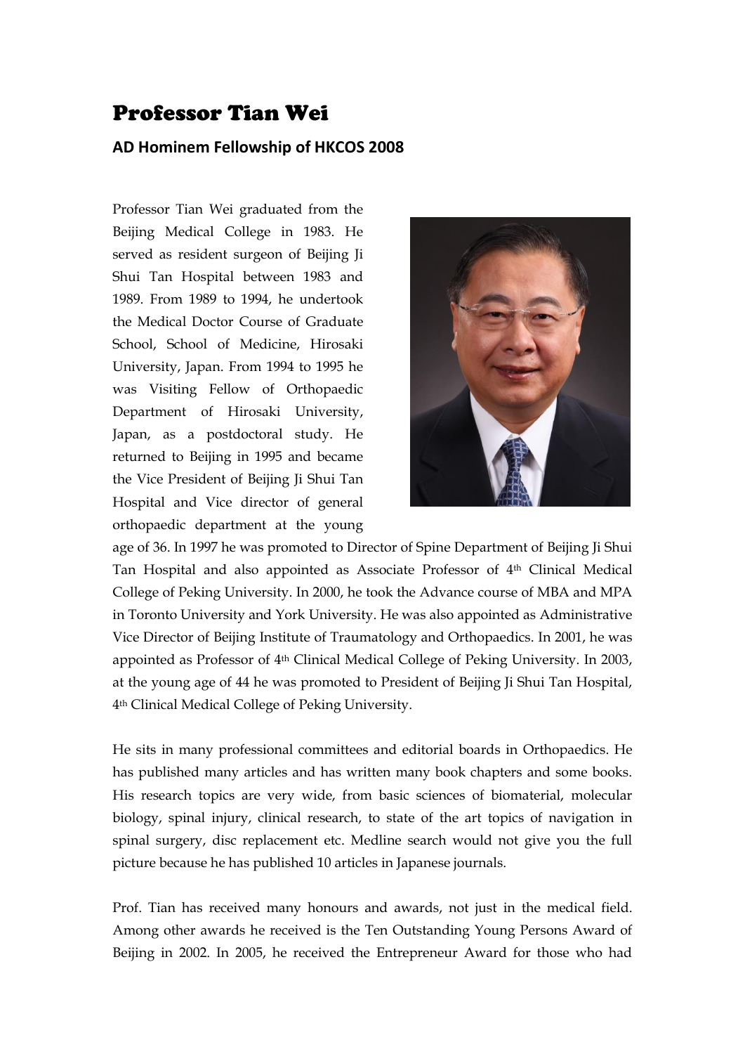# Professor Tian Wei

### AD Hominem Fellowship of HKCOS 2008

Professor Tian Wei graduated from the Beijing Medical College in 1983. He served as resident surgeon of Beijing Ji Shui Tan Hospital between 1983 and 1989. From 1989 to 1994, he undertook the Medical Doctor Course of Graduate School, School of Medicine, Hirosaki University, Japan. From 1994 to 1995 he was Visiting Fellow of Orthopaedic Department of Hirosaki University, Japan, as a postdoctoral study. He returned to Beijing in 1995 and became the Vice President of Beijing Ji Shui Tan Hospital and Vice director of general orthopaedic department at the young age of 36. In 1997 he was promoted to Director of Spine Department of Beijing Ji Shui Tan Hospital and also appointed as Associate Professor of 4th Clinical Medical College of Peking University. In 2000, he took the Advance course of MBA and MPA in Toronto University and York University. He was also appointed as Administrative Vice Director of Beijing Institute of Traumatology and Orthopaedics. In 2001, he was appointed as Professor of 4th Clinical Medical College of Peking University. In 2003, at the young age of 44 he was promoted to President of Beijing Ji Shui Tan Hospital, 4th Clinical Medical College of Peking University.

He sits in many professional committees and editorial boards in Orthopaedics. He has published many articles and has written many book chapters and some books. His research topics are very wide, from basic sciences of biomaterial, molecular biology, spinal injury, clinical research, to state of the art topics of navigation in spinal surgery, disc replacement etc. Medline search would not give you the full picture because he has published 10 articles in Japanese journals.

Prof. Tian has received many honours and awards, not just in the medical field. Among other awards he received is the Ten Outstanding Young Persons Award of Beijing in 2002. In 2005, he received the Entrepreneur Award for those who had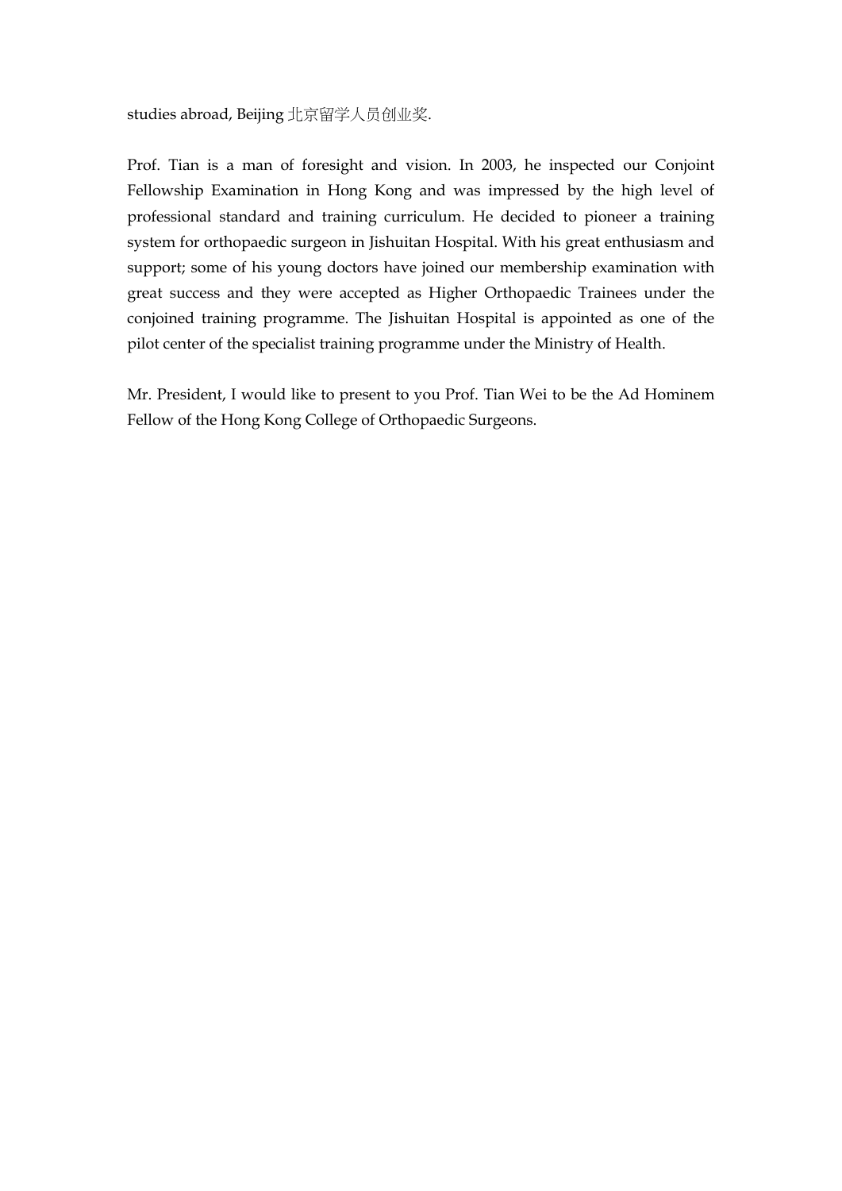studies abroad, Beijing 北京留学人员创业奖.

Prof. Tian is a man of foresight and vision. In 2003, he inspected our Conjoint Fellowship Examination in Hong Kong and was impressed by the high level of professional standard and training curriculum. He decided to pioneer a training system for orthopaedic surgeon in Jishuitan Hospital. With his great enthusiasm and support; some of his young doctors have joined our membership examination with great success and they were accepted as Higher Orthopaedic Trainees under the conjoined training programme. The Jishuitan Hospital is appointed as one of the pilot center of the specialist training programme under the Ministry of Health.

Mr. President, I would like to present to you Prof. Tian Wei to be the Ad Hominem Fellow of the Hong Kong College of Orthopaedic Surgeons.